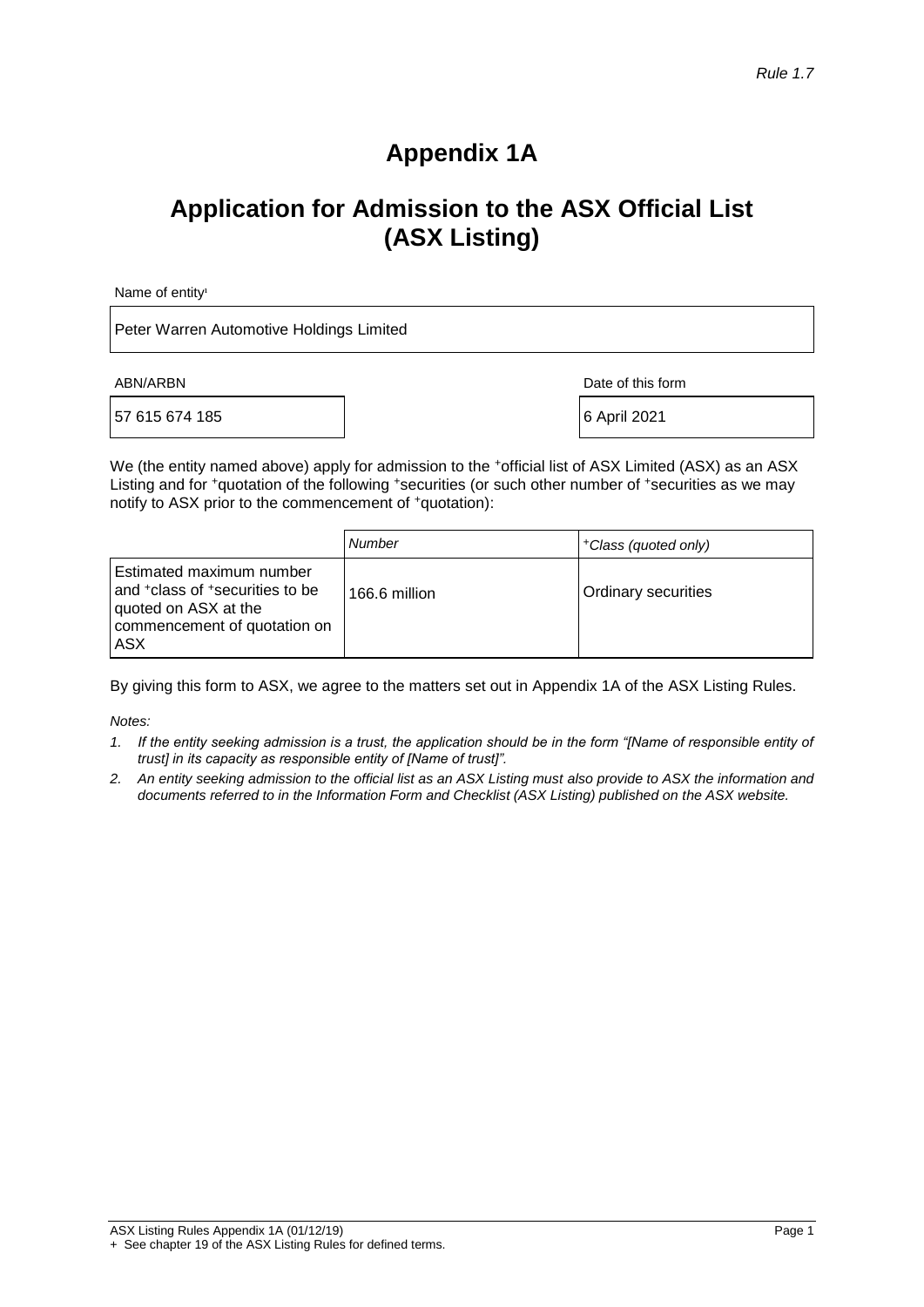*Rule 1.7*

# Appendix 1A

## Application for Admission to the ASX Official List (ASX Listing)

Name of entity[1]

Peter Warren Automotive Holdings Limited

| ABN/ARBN | Date of this form |
| --- | --- |
| 57 615 674 185 | 6 April 2021 |

We (the entity named above) apply for admission to the +official list of ASX Limited (ASX) as an ASX Listing and for +quotation of the following +securities (or such other number of +securities as we may notify to ASX prior to the commencement of +quotation):

| | *Number* | *+Class (quoted only)* |
| --- | --- | --- |
| Estimated maximum number and +class of +securities to be quoted on ASX at the commencement of quotation on ASX | 166.6 million | Ordinary securities |

By giving this form to ASX, we agree to the matters set out in Appendix 1A of the ASX Listing Rules.

*Notes:*

1. *If the entity seeking admission is a trust, the application should be in the form "[Name of responsible entity of trust] in its capacity as responsible entity of [Name of trust]".*
2. *An entity seeking admission to the official list as an ASX Listing must also provide to ASX the information and documents referred to in the Information Form and Checklist (ASX Listing) published on the ASX website.*

ASX Listing Rules Appendix 1A (01/12/19)

+ See chapter 19 of the ASX Listing Rules for defined terms.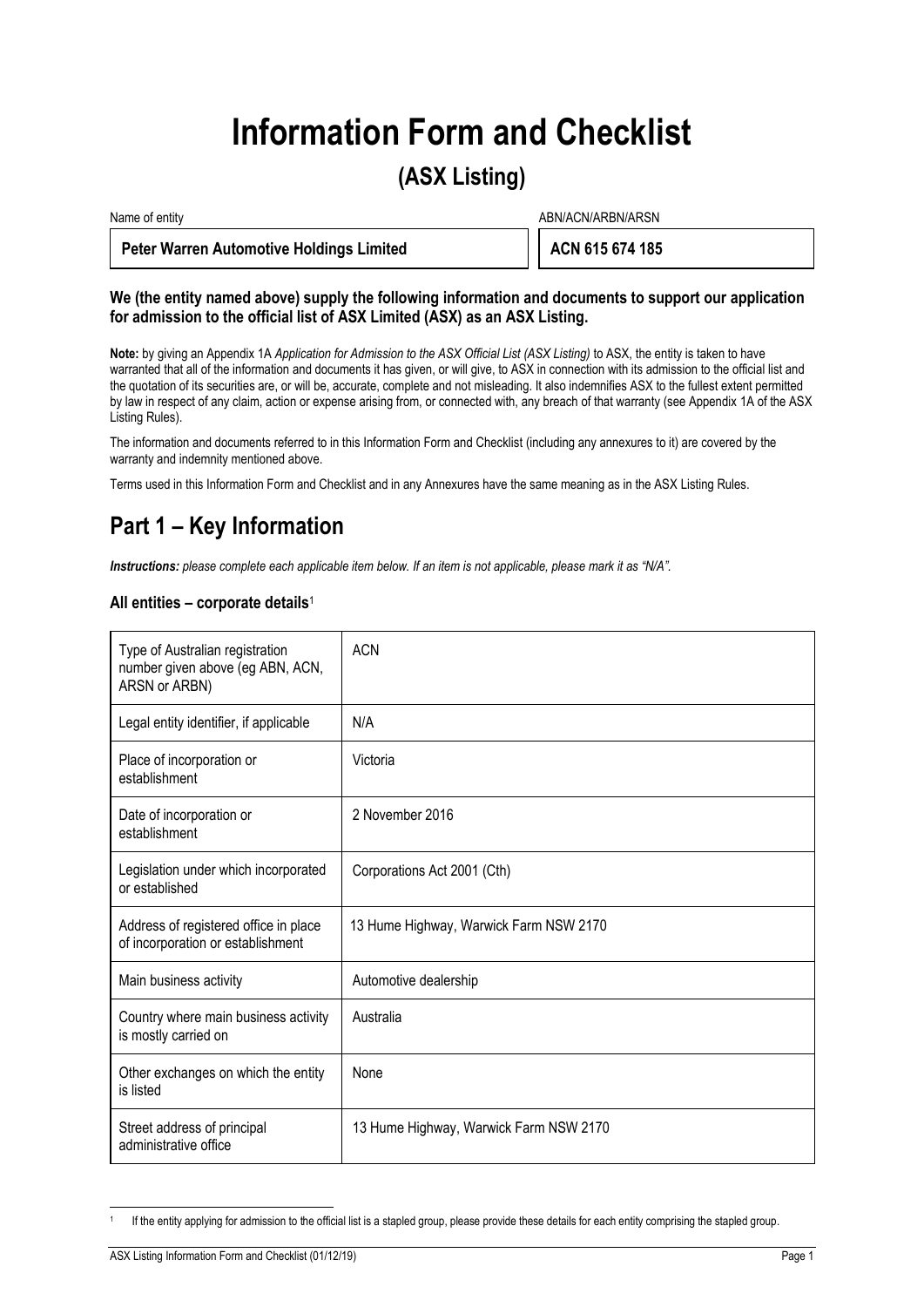# Information Form and Checklist

## (ASX Listing)

| Name of entity | ABN/ACN/ARBN/ARSN |
|---|---|
| **Peter Warren Automotive Holdings Limited** | **ACN 615 674 185** |

**We (the entity named above) supply the following information and documents to support our application for admission to the official list of ASX Limited (ASX) as an ASX Listing.**

**Note:** by giving an Appendix 1A *Application for Admission to the ASX Official List (ASX Listing)* to ASX, the entity is taken to have warranted that all of the information and documents it has given, or will give, to ASX in connection with its admission to the official list and the quotation of its securities are, or will be, accurate, complete and not misleading. It also indemnifies ASX to the fullest extent permitted by law in respect of any claim, action or expense arising from, or connected with, any breach of that warranty (see Appendix 1A of the ASX Listing Rules).

The information and documents referred to in this Information Form and Checklist (including any annexures to it) are covered by the warranty and indemnity mentioned above.

Terms used in this Information Form and Checklist and in any Annexures have the same meaning as in the ASX Listing Rules.

## Part 1 – Key Information

***Instructions:*** *please complete each applicable item below. If an item is not applicable, please mark it as "N/A".*

### All entities – corporate details[1]

| | |
|---|---|
| Type of Australian registration number given above (eg ABN, ACN, ARSN or ARBN) | ACN |
| Legal entity identifier, if applicable | N/A |
| Place of incorporation or establishment | Victoria |
| Date of incorporation or establishment | 2 November 2016 |
| Legislation under which incorporated or established | Corporations Act 2001 (Cth) |
| Address of registered office in place of incorporation or establishment | 13 Hume Highway, Warwick Farm NSW 2170 |
| Main business activity | Automotive dealership |
| Country where main business activity is mostly carried on | Australia |
| Other exchanges on which the entity is listed | None |
| Street address of principal administrative office | 13 Hume Highway, Warwick Farm NSW 2170 |

[1] If the entity applying for admission to the official list is a stapled group, please provide these details for each entity comprising the stapled group.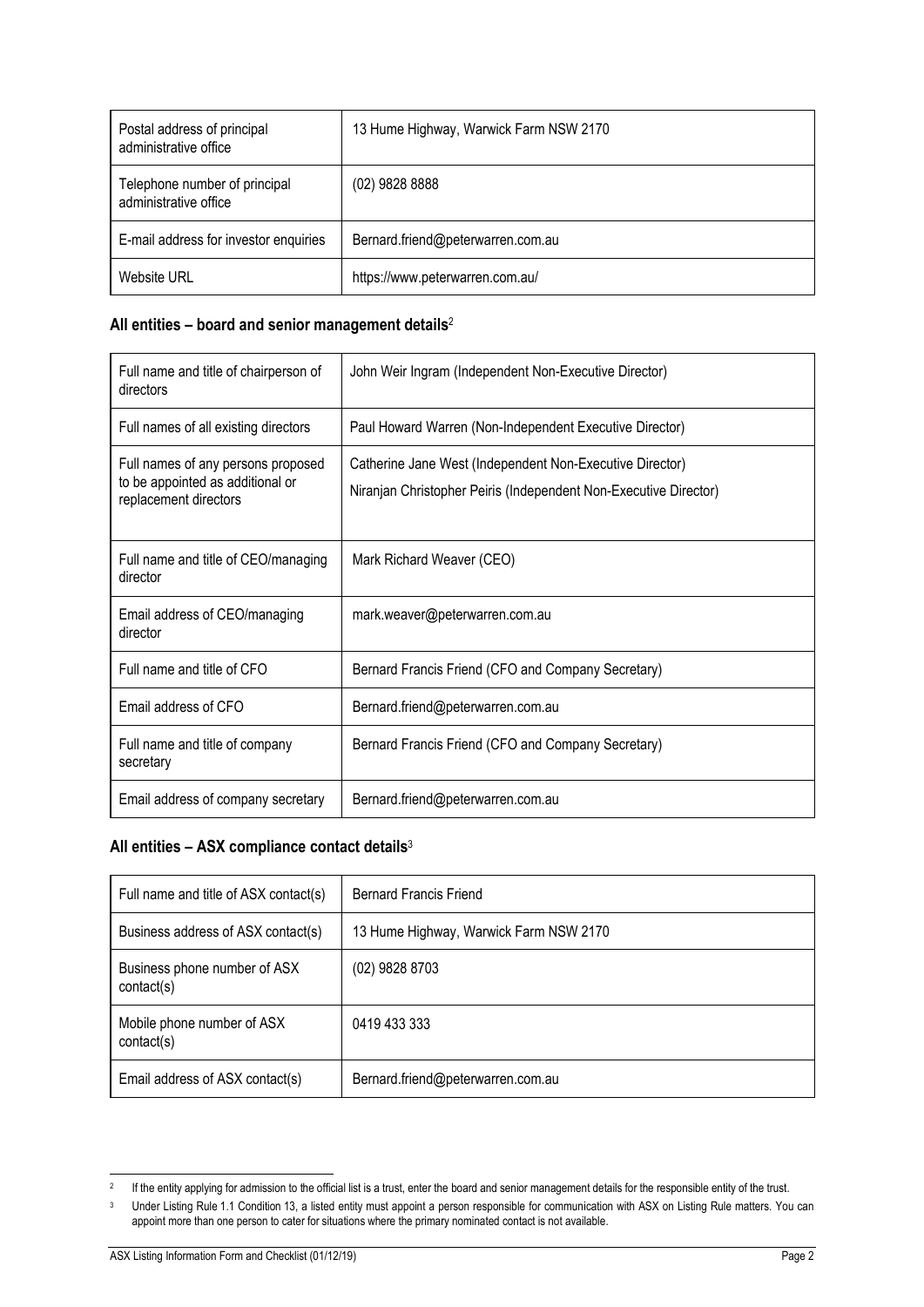| Postal address of principal administrative office | 13 Hume Highway, Warwick Farm NSW 2170 |
|---|---|
| Telephone number of principal administrative office | (02) 9828 8888 |
| E-mail address for investor enquiries | Bernard.friend@peterwarren.com.au |
| Website URL | https://www.peterwarren.com.au/ |

### All entities – board and senior management details[2]

| Full name and title of chairperson of directors | John Weir Ingram (Independent Non-Executive Director) |
|---|---|
| Full names of all existing directors | Paul Howard Warren (Non-Independent Executive Director) |
| Full names of any persons proposed to be appointed as additional or replacement directors | Catherine Jane West (Independent Non-Executive Director)<br>Niranjan Christopher Peiris (Independent Non-Executive Director) |
| Full name and title of CEO/managing director | Mark Richard Weaver (CEO) |
| Email address of CEO/managing director | mark.weaver@peterwarren.com.au |
| Full name and title of CFO | Bernard Francis Friend (CFO and Company Secretary) |
| Email address of CFO | Bernard.friend@peterwarren.com.au |
| Full name and title of company secretary | Bernard Francis Friend (CFO and Company Secretary) |
| Email address of company secretary | Bernard.friend@peterwarren.com.au |

### All entities – ASX compliance contact details[3]

| Full name and title of ASX contact(s) | Bernard Francis Friend |
|---|---|
| Business address of ASX contact(s) | 13 Hume Highway, Warwick Farm NSW 2170 |
| Business phone number of ASX contact(s) | (02) 9828 8703 |
| Mobile phone number of ASX contact(s) | 0419 433 333 |
| Email address of ASX contact(s) | Bernard.friend@peterwarren.com.au |

[2] If the entity applying for admission to the official list is a trust, enter the board and senior management details for the responsible entity of the trust.

[3] Under Listing Rule 1.1 Condition 13, a listed entity must appoint a person responsible for communication with ASX on Listing Rule matters. You can appoint more than one person to cater for situations where the primary nominated contact is not available.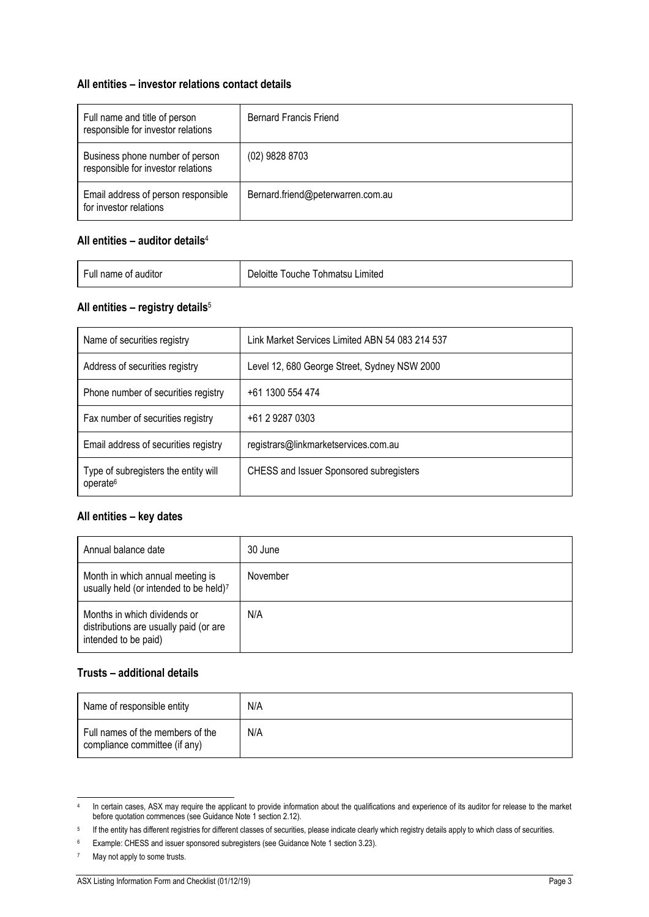### All entities – investor relations contact details

| | |
|---|---|
| Full name and title of person responsible for investor relations | Bernard Francis Friend |
| Business phone number of person responsible for investor relations | (02) 9828 8703 |
| Email address of person responsible for investor relations | Bernard.friend@peterwarren.com.au |

### All entities – auditor details[4]

| | |
|---|---|
| Full name of auditor | Deloitte Touche Tohmatsu Limited |

### All entities – registry details[5]

| | |
|---|---|
| Name of securities registry | Link Market Services Limited ABN 54 083 214 537 |
| Address of securities registry | Level 12, 680 George Street, Sydney NSW 2000 |
| Phone number of securities registry | +61 1300 554 474 |
| Fax number of securities registry | +61 2 9287 0303 |
| Email address of securities registry | registrars@linkmarketservices.com.au |
| Type of subregisters the entity will operate[6] | CHESS and Issuer Sponsored subregisters |

### All entities – key dates

| | |
|---|---|
| Annual balance date | 30 June |
| Month in which annual meeting is usually held (or intended to be held)[7] | November |
| Months in which dividends or distributions are usually paid (or are intended to be paid) | N/A |

### Trusts – additional details

| | |
|---|---|
| Name of responsible entity | N/A |
| Full names of the members of the compliance committee (if any) | N/A |

[4] In certain cases, ASX may require the applicant to provide information about the qualifications and experience of its auditor for release to the market before quotation commences (see Guidance Note 1 section 2.12).

[5] If the entity has different registries for different classes of securities, please indicate clearly which registry details apply to which class of securities.

[6] Example: CHESS and issuer sponsored subregisters (see Guidance Note 1 section 3.23).

[7] May not apply to some trusts.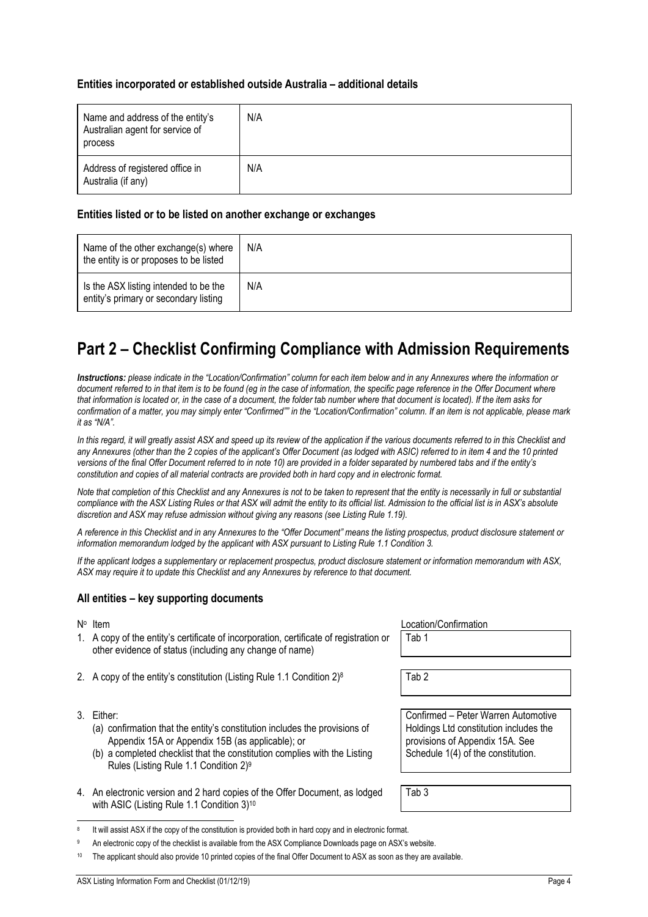### Entities incorporated or established outside Australia – additional details

| | |
|---|---|
| Name and address of the entity's Australian agent for service of process | N/A |
| Address of registered office in Australia (if any) | N/A |

### Entities listed or to be listed on another exchange or exchanges

| | |
|---|---|
| Name of the other exchange(s) where the entity is or proposes to be listed | N/A |
| Is the ASX listing intended to be the entity's primary or secondary listing | N/A |

# Part 2 – Checklist Confirming Compliance with Admission Requirements

***Instructions:*** *please indicate in the "Location/Confirmation" column for each item below and in any Annexures where the information or document referred to in that item is to be found (eg in the case of information, the specific page reference in the Offer Document where that information is located or, in the case of a document, the folder tab number where that document is located). If the item asks for confirmation of a matter, you may simply enter "Confirmed"" in the "Location/Confirmation" column. If an item is not applicable, please mark it as "N/A".*

*In this regard, it will greatly assist ASX and speed up its review of the application if the various documents referred to in this Checklist and any Annexures (other than the 2 copies of the applicant's Offer Document (as lodged with ASIC) referred to in item 4 and the 10 printed versions of the final Offer Document referred to in note 10) are provided in a folder separated by numbered tabs and if the entity's constitution and copies of all material contracts are provided both in hard copy and in electronic format.*

*Note that completion of this Checklist and any Annexures is not to be taken to represent that the entity is necessarily in full or substantial compliance with the ASX Listing Rules or that ASX will admit the entity to its official list. Admission to the official list is in ASX's absolute discretion and ASX may refuse admission without giving any reasons (see Listing Rule 1.19).*

*A reference in this Checklist and in any Annexures to the "Offer Document" means the listing prospectus, product disclosure statement or information memorandum lodged by the applicant with ASX pursuant to Listing Rule 1.1 Condition 3.*

*If the applicant lodges a supplementary or replacement prospectus, product disclosure statement or information memorandum with ASX, ASX may require it to update this Checklist and any Annexures by reference to that document.*

### All entities – key supporting documents

| Nº | Item | Location/Confirmation |
|---|---|---|
| 1. | A copy of the entity's certificate of incorporation, certificate of registration or other evidence of status (including any change of name) | Tab 1 |
| 2. | A copy of the entity's constitution (Listing Rule 1.1 Condition 2)[8] | Tab 2 |
| 3. | Either: (a) confirmation that the entity's constitution includes the provisions of Appendix 15A or Appendix 15B (as applicable); or (b) a completed checklist that the constitution complies with the Listing Rules (Listing Rule 1.1 Condition 2)[9] | Confirmed – Peter Warren Automotive Holdings Ltd constitution includes the provisions of Appendix 15A. See Schedule 1(4) of the constitution. |
| 4. | An electronic version and 2 hard copies of the Offer Document, as lodged with ASIC (Listing Rule 1.1 Condition 3)[10] | Tab 3 |

[8] It will assist ASX if the copy of the constitution is provided both in hard copy and in electronic format.

[9] An electronic copy of the checklist is available from the ASX Compliance Downloads page on ASX's website.

[10] The applicant should also provide 10 printed copies of the final Offer Document to ASX as soon as they are available.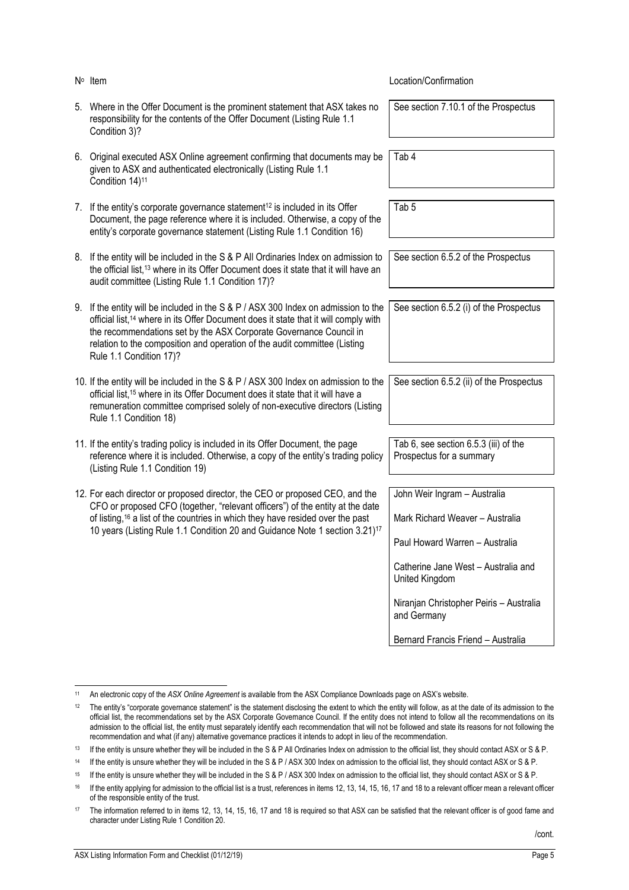| Nº | Item | Location/Confirmation |
|---|---|---|
| 5. | Where in the Offer Document is the prominent statement that ASX takes no responsibility for the contents of the Offer Document (Listing Rule 1.1 Condition 3)? | See section 7.10.1 of the Prospectus |
| 6. | Original executed ASX Online agreement confirming that documents may be given to ASX and authenticated electronically (Listing Rule 1.1 Condition 14)[11] | Tab 4 |
| 7. | If the entity's corporate governance statement[12] is included in its Offer Document, the page reference where it is included. Otherwise, a copy of the entity's corporate governance statement (Listing Rule 1.1 Condition 16) | Tab 5 |
| 8. | If the entity will be included in the S & P All Ordinaries Index on admission to the official list,[13] where in its Offer Document does it state that it will have an audit committee (Listing Rule 1.1 Condition 17)? | See section 6.5.2 of the Prospectus |
| 9. | If the entity will be included in the S & P / ASX 300 Index on admission to the official list,[14] where in its Offer Document does it state that it will comply with the recommendations set by the ASX Corporate Governance Council in relation to the composition and operation of the audit committee (Listing Rule 1.1 Condition 17)? | See section 6.5.2 (i) of the Prospectus |
| 10. | If the entity will be included in the S & P / ASX 300 Index on admission to the official list,[15] where in its Offer Document does it state that it will have a remuneration committee comprised solely of non-executive directors (Listing Rule 1.1 Condition 18) | See section 6.5.2 (ii) of the Prospectus |
| 11. | If the entity's trading policy is included in its Offer Document, the page reference where it is included. Otherwise, a copy of the entity's trading policy (Listing Rule 1.1 Condition 19) | Tab 6, see section 6.5.3 (iii) of the Prospectus for a summary |
| 12. | For each director or proposed director, the CEO or proposed CEO, and the CFO or proposed CFO (together, "relevant officers") of the entity at the date of listing,[16] a list of the countries in which they have resided over the past 10 years (Listing Rule 1.1 Condition 20 and Guidance Note 1 section 3.21)[17] | John Weir Ingram – Australia<br><br>Mark Richard Weaver – Australia<br><br>Paul Howard Warren – Australia<br><br>Catherine Jane West – Australia and United Kingdom<br><br>Niranjan Christopher Peiris – Australia and Germany<br><br>Bernard Francis Friend – Australia |

---

[11] An electronic copy of the *ASX Online Agreement* is available from the ASX Compliance Downloads page on ASX's website.

[12] The entity's "corporate governance statement" is the statement disclosing the extent to which the entity will follow, as at the date of its admission to the official list, the recommendations set by the ASX Corporate Governance Council. If the entity does not intend to follow all the recommendations on its admission to the official list, the entity must separately identify each recommendation that will not be followed and state its reasons for not following the recommendation and what (if any) alternative governance practices it intends to adopt in lieu of the recommendation.

[13] If the entity is unsure whether they will be included in the S & P All Ordinaries Index on admission to the official list, they should contact ASX or S & P.

[14] If the entity is unsure whether they will be included in the S & P / ASX 300 Index on admission to the official list, they should contact ASX or S & P.

[15] If the entity is unsure whether they will be included in the S & P / ASX 300 Index on admission to the official list, they should contact ASX or S & P.

[16] If the entity applying for admission to the official list is a trust, references in items 12, 13, 14, 15, 16, 17 and 18 to a relevant officer mean a relevant officer of the responsible entity of the trust.

[17] The information referred to in items 12, 13, 14, 15, 16, 17 and 18 is required so that ASX can be satisfied that the relevant officer is of good fame and character under Listing Rule 1 Condition 20.

/cont.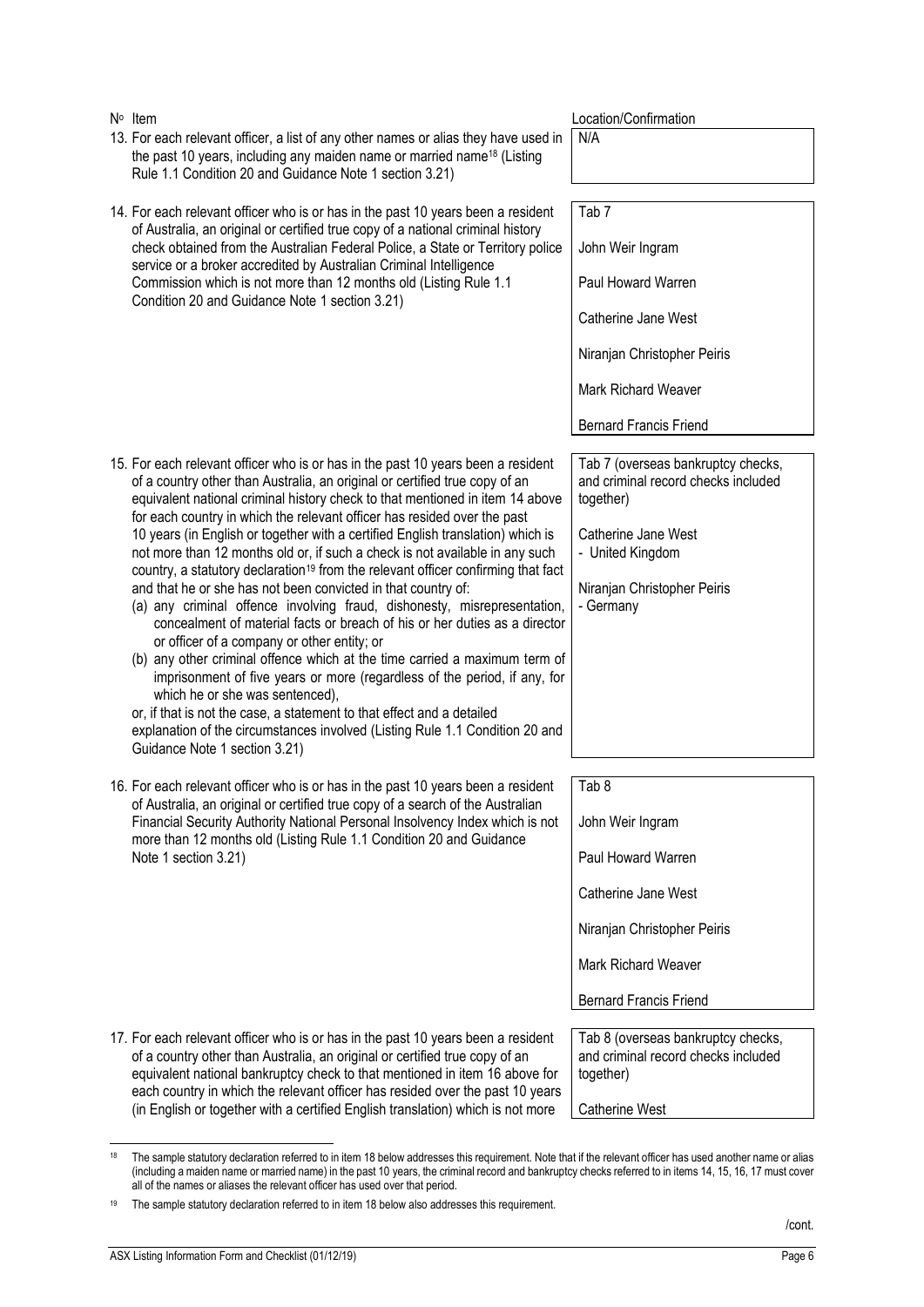| Nº Item | Location/Confirmation |
|---|---|
| 13. For each relevant officer, a list of any other names or alias they have used in the past 10 years, including any maiden name or married name[18] (Listing Rule 1.1 Condition 20 and Guidance Note 1 section 3.21) | N/A |
| 14. For each relevant officer who is or has in the past 10 years been a resident of Australia, an original or certified true copy of a national criminal history check obtained from the Australian Federal Police, a State or Territory police service or a broker accredited by Australian Criminal Intelligence Commission which is not more than 12 months old (Listing Rule 1.1 Condition 20 and Guidance Note 1 section 3.21) | Tab 7<br><br>John Weir Ingram<br><br>Paul Howard Warren<br><br>Catherine Jane West<br><br>Niranjan Christopher Peiris<br><br>Mark Richard Weaver<br><br>Bernard Francis Friend |
| 15. For each relevant officer who is or has in the past 10 years been a resident of a country other than Australia, an original or certified true copy of an equivalent national criminal history check to that mentioned in item 14 above for each country in which the relevant officer has resided over the past 10 years (in English or together with a certified English translation) which is not more than 12 months old or, if such a check is not available in any such country, a statutory declaration[19] from the relevant officer confirming that fact and that he or she has not been convicted in that country of:<br>(a) any criminal offence involving fraud, dishonesty, misrepresentation, concealment of material facts or breach of his or her duties as a director or officer of a company or other entity; or<br>(b) any other criminal offence which at the time carried a maximum term of imprisonment of five years or more (regardless of the period, if any, for which he or she was sentenced),<br>or, if that is not the case, a statement to that effect and a detailed explanation of the circumstances involved (Listing Rule 1.1 Condition 20 and Guidance Note 1 section 3.21) | Tab 7 (overseas bankruptcy checks, and criminal record checks included together)<br><br>Catherine Jane West<br>- United Kingdom<br><br>Niranjan Christopher Peiris<br>- Germany |
| 16. For each relevant officer who is or has in the past 10 years been a resident of Australia, an original or certified true copy of a search of the Australian Financial Security Authority National Personal Insolvency Index which is not more than 12 months old (Listing Rule 1.1 Condition 20 and Guidance Note 1 section 3.21) | Tab 8<br><br>John Weir Ingram<br><br>Paul Howard Warren<br><br>Catherine Jane West<br><br>Niranjan Christopher Peiris<br><br>Mark Richard Weaver<br><br>Bernard Francis Friend |
| 17. For each relevant officer who is or has in the past 10 years been a resident of a country other than Australia, an original or certified true copy of an equivalent national bankruptcy check to that mentioned in item 16 above for each country in which the relevant officer has resided over the past 10 years (in English or together with a certified English translation) which is not more | Tab 8 (overseas bankruptcy checks, and criminal record checks included together)<br><br>Catherine West |

[18] The sample statutory declaration referred to in item 18 below addresses this requirement. Note that if the relevant officer has used another name or alias (including a maiden name or married name) in the past 10 years, the criminal record and bankruptcy checks referred to in items 14, 15, 16, 17 must cover all of the names or aliases the relevant officer has used over that period.

[19] The sample statutory declaration referred to in item 18 below also addresses this requirement.

/cont.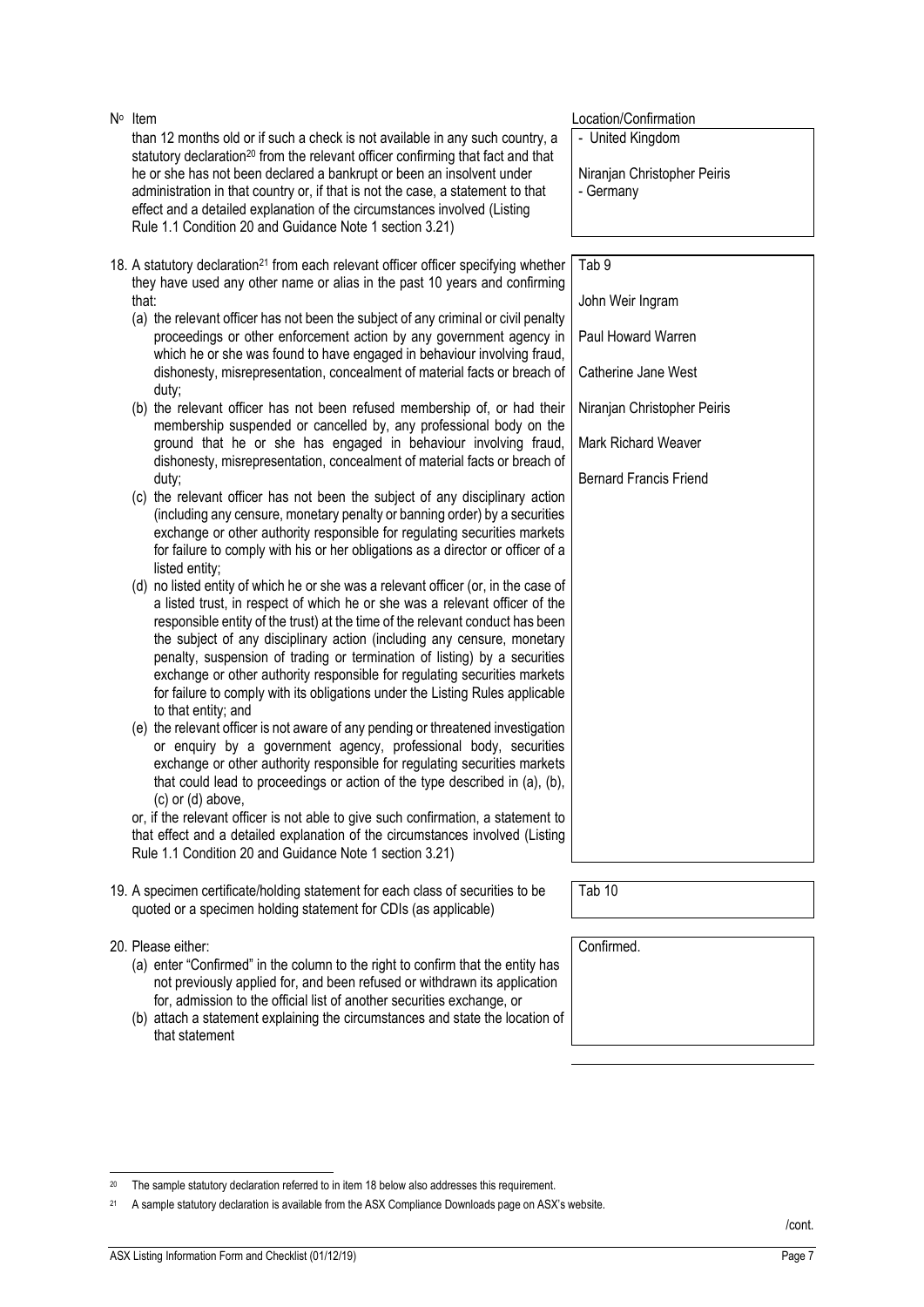| Nº Item | Location/Confirmation |
|---|---|
| than 12 months old or if such a check is not available in any such country, a statutory declaration[20] from the relevant officer confirming that fact and that he or she has not been declared a bankrupt or been an insolvent under administration in that country or, if that is not the case, a statement to that effect and a detailed explanation of the circumstances involved (Listing Rule 1.1 Condition 20 and Guidance Note 1 section 3.21) | - United Kingdom<br><br>Niranjan Christopher Peiris<br>- Germany |
| 18. A statutory declaration[21] from each relevant officer officer specifying whether they have used any other name or alias in the past 10 years and confirming that:<br>(a) the relevant officer has not been the subject of any criminal or civil penalty proceedings or other enforcement action by any government agency in which he or she was found to have engaged in behaviour involving fraud, dishonesty, misrepresentation, concealment of material facts or breach of duty;<br>(b) the relevant officer has not been refused membership of, or had their membership suspended or cancelled by, any professional body on the ground that he or she has engaged in behaviour involving fraud, dishonesty, misrepresentation, concealment of material facts or breach of duty;<br>(c) the relevant officer has not been the subject of any disciplinary action (including any censure, monetary penalty or banning order) by a securities exchange or other authority responsible for regulating securities markets for failure to comply with his or her obligations as a director or officer of a listed entity;<br>(d) no listed entity of which he or she was a relevant officer (or, in the case of a listed trust, in respect of which he or she was a relevant officer of the responsible entity of the trust) at the time of the relevant conduct has been the subject of any disciplinary action (including any censure, monetary penalty, suspension of trading or termination of listing) by a securities exchange or other authority responsible for regulating securities markets for failure to comply with its obligations under the Listing Rules applicable to that entity; and<br>(e) the relevant officer is not aware of any pending or threatened investigation or enquiry by a government agency, professional body, securities exchange or other authority responsible for regulating securities markets that could lead to proceedings or action of the type described in (a), (b), (c) or (d) above,<br>or, if the relevant officer is not able to give such confirmation, a statement to that effect and a detailed explanation of the circumstances involved (Listing Rule 1.1 Condition 20 and Guidance Note 1 section 3.21) | Tab 9<br><br>John Weir Ingram<br><br>Paul Howard Warren<br><br>Catherine Jane West<br><br>Niranjan Christopher Peiris<br><br>Mark Richard Weaver<br><br>Bernard Francis Friend |
| 19. A specimen certificate/holding statement for each class of securities to be quoted or a specimen holding statement for CDIs (as applicable) | Tab 10 |
| 20. Please either:<br>(a) enter "Confirmed" in the column to the right to confirm that the entity has not previously applied for, and been refused or withdrawn its application for, admission to the official list of another securities exchange, or<br>(b) attach a statement explaining the circumstances and state the location of that statement | Confirmed. |

[20] The sample statutory declaration referred to in item 18 below also addresses this requirement.

[21] A sample statutory declaration is available from the ASX Compliance Downloads page on ASX's website.

/cont.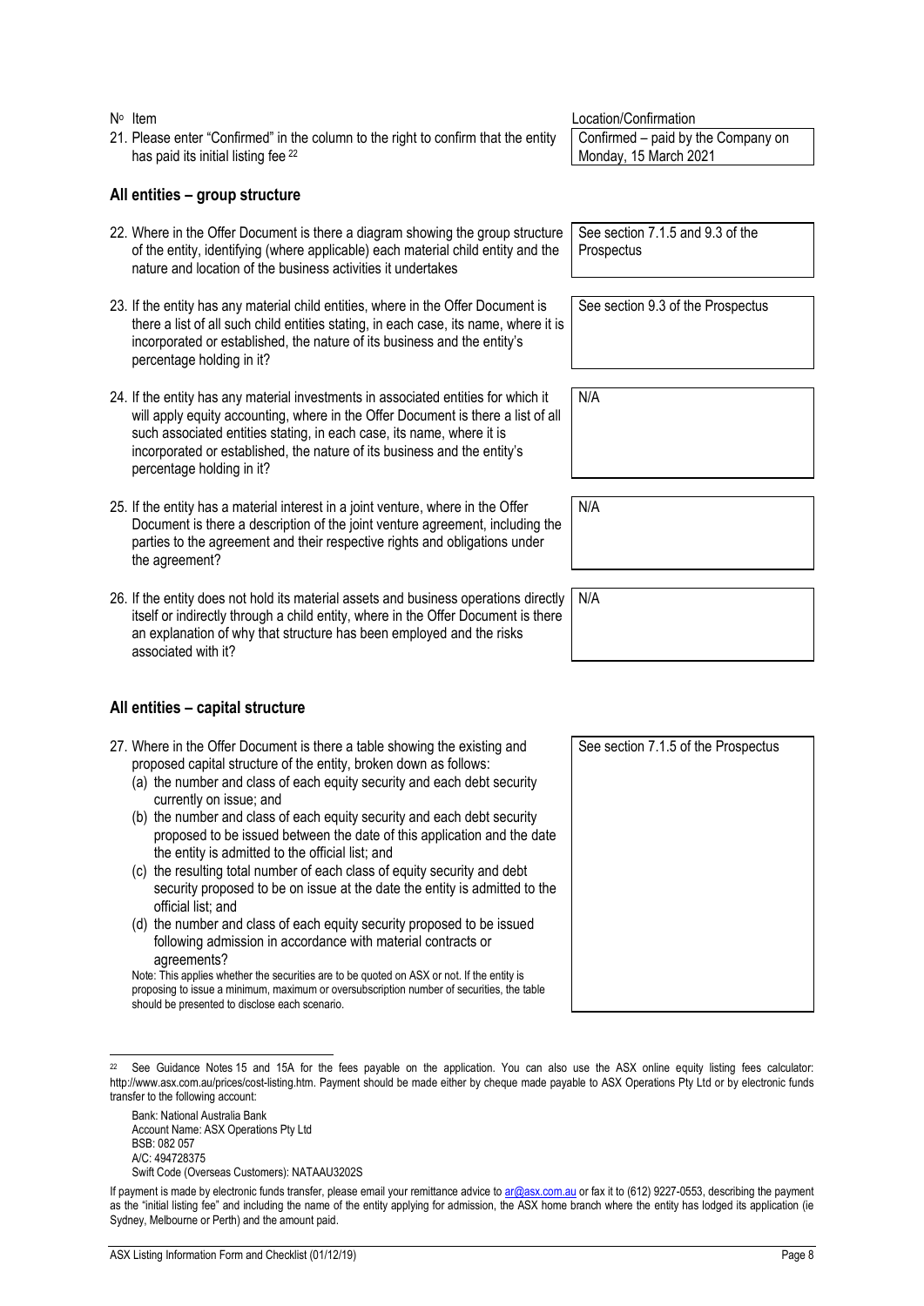| Nº Item | Location/Confirmation |
| --- | --- |
| 21. Please enter "Confirmed" in the column to the right to confirm that the entity has paid its initial listing fee [22] | Confirmed – paid by the Company on Monday, 15 March 2021 |

## All entities – group structure

| Nº Item | Location/Confirmation |
| --- | --- |
| 22. Where in the Offer Document is there a diagram showing the group structure of the entity, identifying (where applicable) each material child entity and the nature and location of the business activities it undertakes | See section 7.1.5 and 9.3 of the Prospectus |
| 23. If the entity has any material child entities, where in the Offer Document is there a list of all such child entities stating, in each case, its name, where it is incorporated or established, the nature of its business and the entity's percentage holding in it? | See section 9.3 of the Prospectus |
| 24. If the entity has any material investments in associated entities for which it will apply equity accounting, where in the Offer Document is there a list of all such associated entities stating, in each case, its name, where it is incorporated or established, the nature of its business and the entity's percentage holding in it? | N/A |
| 25. If the entity has a material interest in a joint venture, where in the Offer Document is there a description of the joint venture agreement, including the parties to the agreement and their respective rights and obligations under the agreement? | N/A |
| 26. If the entity does not hold its material assets and business operations directly itself or indirectly through a child entity, where in the Offer Document is there an explanation of why that structure has been employed and the risks associated with it? | N/A |

## All entities – capital structure

| Nº Item | Location/Confirmation |
| --- | --- |
| 27. Where in the Offer Document is there a table showing the existing and proposed capital structure of the entity, broken down as follows:<br>(a) the number and class of each equity security and each debt security currently on issue; and<br>(b) the number and class of each equity security and each debt security proposed to be issued between the date of this application and the date the entity is admitted to the official list; and<br>(c) the resulting total number of each class of equity security and debt security proposed to be on issue at the date the entity is admitted to the official list; and<br>(d) the number and class of each equity security proposed to be issued following admission in accordance with material contracts or agreements?<br>Note: This applies whether the securities are to be quoted on ASX or not. If the entity is proposing to issue a minimum, maximum or oversubscription number of securities, the table should be presented to disclose each scenario. | See section 7.1.5 of the Prospectus |

[22] See Guidance Notes 15 and 15A for the fees payable on the application. You can also use the ASX online equity listing fees calculator: http://www.asx.com.au/prices/cost-listing.htm. Payment should be made either by cheque made payable to ASX Operations Pty Ltd or by electronic funds transfer to the following account:

Bank: National Australia Bank
Account Name: ASX Operations Pty Ltd
BSB: 082 057
A/C: 494728375
Swift Code (Overseas Customers): NATAAU3202S

If payment is made by electronic funds transfer, please email your remittance advice to ar@asx.com.au or fax it to (612) 9227-0553, describing the payment as the "initial listing fee" and including the name of the entity applying for admission, the ASX home branch where the entity has lodged its application (ie Sydney, Melbourne or Perth) and the amount paid.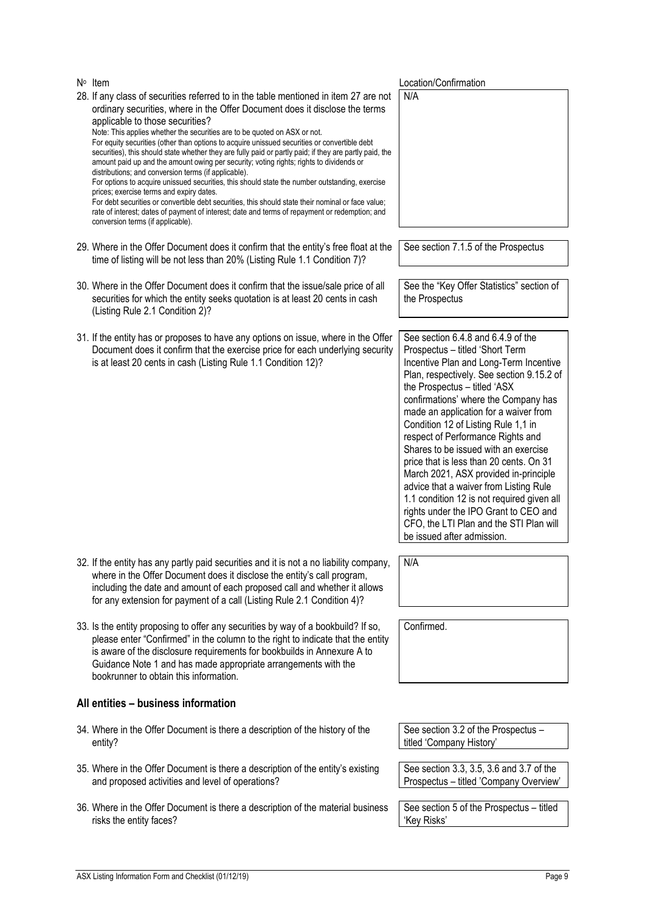| Nº Item | Location/Confirmation |
|---|---|
| 28. If any class of securities referred to in the table mentioned in item 27 are not ordinary securities, where in the Offer Document does it disclose the terms applicable to those securities?<br>Note: This applies whether the securities are to be quoted on ASX or not.<br>For equity securities (other than options to acquire unissued securities or convertible debt securities), this should state whether they are fully paid or partly paid; if they are partly paid, the amount paid up and the amount owing per security; voting rights; rights to dividends or distributions; and conversion terms (if applicable).<br>For options to acquire unissued securities, this should state the number outstanding, exercise prices; exercise terms and expiry dates.<br>For debt securities or convertible debt securities, this should state their nominal or face value; rate of interest; dates of payment of interest; date and terms of repayment or redemption; and conversion terms (if applicable). | N/A |
| 29. Where in the Offer Document does it confirm that the entity's free float at the time of listing will be not less than 20% (Listing Rule 1.1 Condition 7)? | See section 7.1.5 of the Prospectus |
| 30. Where in the Offer Document does it confirm that the issue/sale price of all securities for which the entity seeks quotation is at least 20 cents in cash (Listing Rule 2.1 Condition 2)? | See the "Key Offer Statistics" section of the Prospectus |
| 31. If the entity has or proposes to have any options on issue, where in the Offer Document does it confirm that the exercise price for each underlying security is at least 20 cents in cash (Listing Rule 1.1 Condition 12)? | See section 6.4.8 and 6.4.9 of the Prospectus – titled 'Short Term Incentive Plan and Long-Term Incentive Plan, respectively. See section 9.15.2 of the Prospectus – titled 'ASX confirmations' where the Company has made an application for a waiver from Condition 12 of Listing Rule 1,1 in respect of Performance Rights and Shares to be issued with an exercise price that is less than 20 cents. On 31 March 2021, ASX provided in-principle advice that a waiver from Listing Rule 1.1 condition 12 is not required given all rights under the IPO Grant to CEO and CFO, the LTI Plan and the STI Plan will be issued after admission. |
| 32. If the entity has any partly paid securities and it is not a no liability company, where in the Offer Document does it disclose the entity's call program, including the date and amount of each proposed call and whether it allows for any extension for payment of a call (Listing Rule 2.1 Condition 4)? | N/A |
| 33. Is the entity proposing to offer any securities by way of a bookbuild? If so, please enter "Confirmed" in the column to the right to indicate that the entity is aware of the disclosure requirements for bookbuilds in Annexure A to Guidance Note 1 and has made appropriate arrangements with the bookrunner to obtain this information. | Confirmed. |

## All entities – business information

| Nº Item | Location/Confirmation |
|---|---|
| 34. Where in the Offer Document is there a description of the history of the entity? | See section 3.2 of the Prospectus – titled 'Company History' |
| 35. Where in the Offer Document is there a description of the entity's existing and proposed activities and level of operations? | See section 3.3, 3.5, 3.6 and 3.7 of the Prospectus – titled 'Company Overview' |
| 36. Where in the Offer Document is there a description of the material business risks the entity faces? | See section 5 of the Prospectus – titled 'Key Risks' |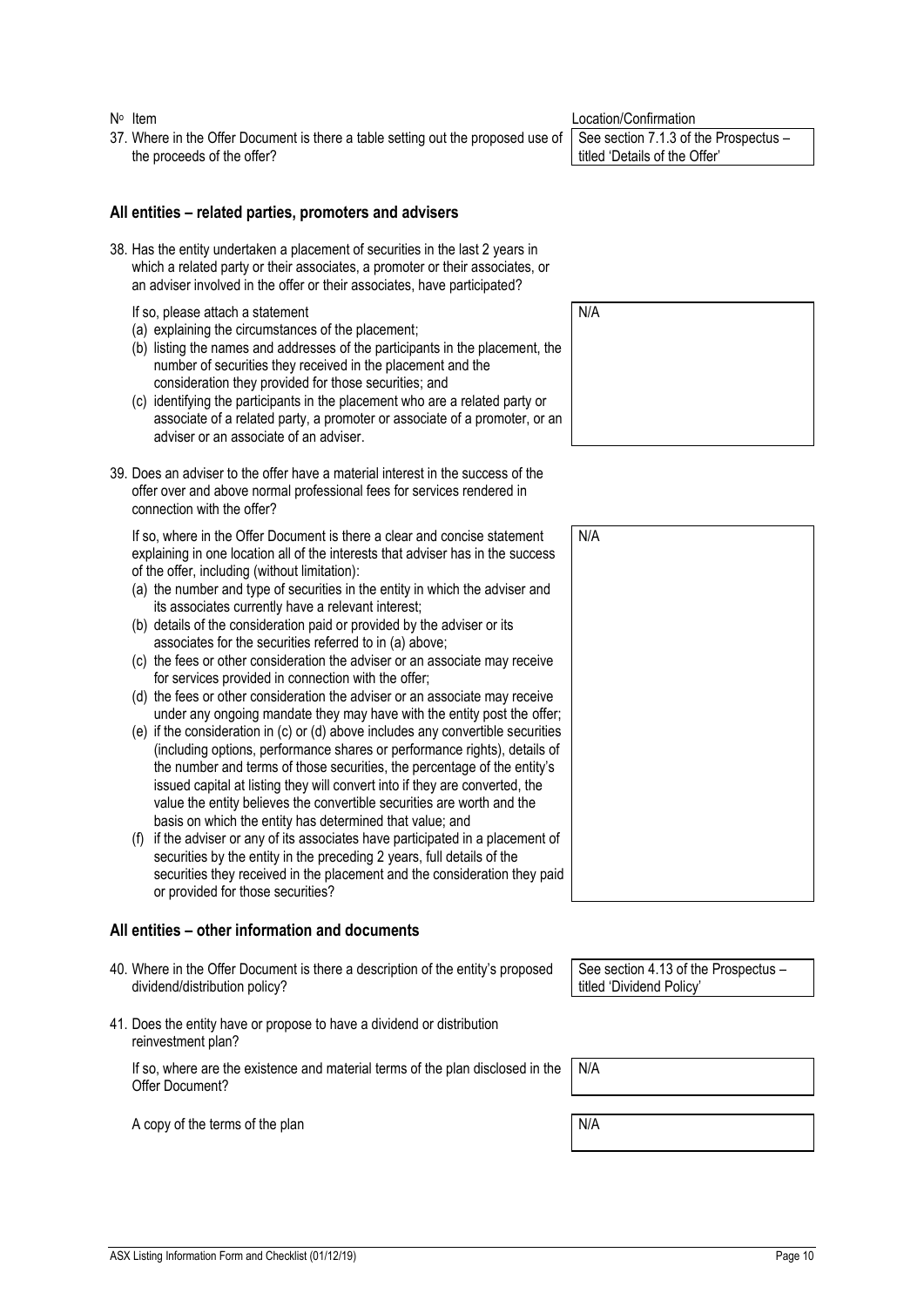| Nº Item | Location/Confirmation |
|---|---|
| 37. Where in the Offer Document is there a table setting out the proposed use of the proceeds of the offer? | See section 7.1.3 of the Prospectus – titled 'Details of the Offer' |

## All entities – related parties, promoters and advisers

| Nº Item | Location/Confirmation |
|---|---|
| 38. Has the entity undertaken a placement of securities in the last 2 years in which a related party or their associates, a promoter or their associates, or an adviser involved in the offer or their associates, have participated?<br><br>If so, please attach a statement<br>(a) explaining the circumstances of the placement;<br>(b) listing the names and addresses of the participants in the placement, the number of securities they received in the placement and the consideration they provided for those securities; and<br>(c) identifying the participants in the placement who are a related party or associate of a related party, a promoter or associate of a promoter, or an adviser or an associate of an adviser. | N/A |
| 39. Does an adviser to the offer have a material interest in the success of the offer over and above normal professional fees for services rendered in connection with the offer?<br><br>If so, where in the Offer Document is there a clear and concise statement explaining in one location all of the interests that adviser has in the success of the offer, including (without limitation):<br>(a) the number and type of securities in the entity in which the adviser and its associates currently have a relevant interest;<br>(b) details of the consideration paid or provided by the adviser or its associates for the securities referred to in (a) above;<br>(c) the fees or other consideration the adviser or an associate may receive for services provided in connection with the offer;<br>(d) the fees or other consideration the adviser or an associate may receive under any ongoing mandate they may have with the entity post the offer;<br>(e) if the consideration in (c) or (d) above includes any convertible securities (including options, performance shares or performance rights), details of the number and terms of those securities, the percentage of the entity's issued capital at listing they will convert into if they are converted, the value the entity believes the convertible securities are worth and the basis on which the entity has determined that value; and<br>(f) if the adviser or any of its associates have participated in a placement of securities by the entity in the preceding 2 years, full details of the securities they received in the placement and the consideration they paid or provided for those securities? | N/A |

## All entities – other information and documents

| Nº Item | Location/Confirmation |
|---|---|
| 40. Where in the Offer Document is there a description of the entity's proposed dividend/distribution policy? | See section 4.13 of the Prospectus – titled 'Dividend Policy' |
| 41. Does the entity have or propose to have a dividend or distribution reinvestment plan?<br><br>If so, where are the existence and material terms of the plan disclosed in the Offer Document? | N/A |
| A copy of the terms of the plan | N/A |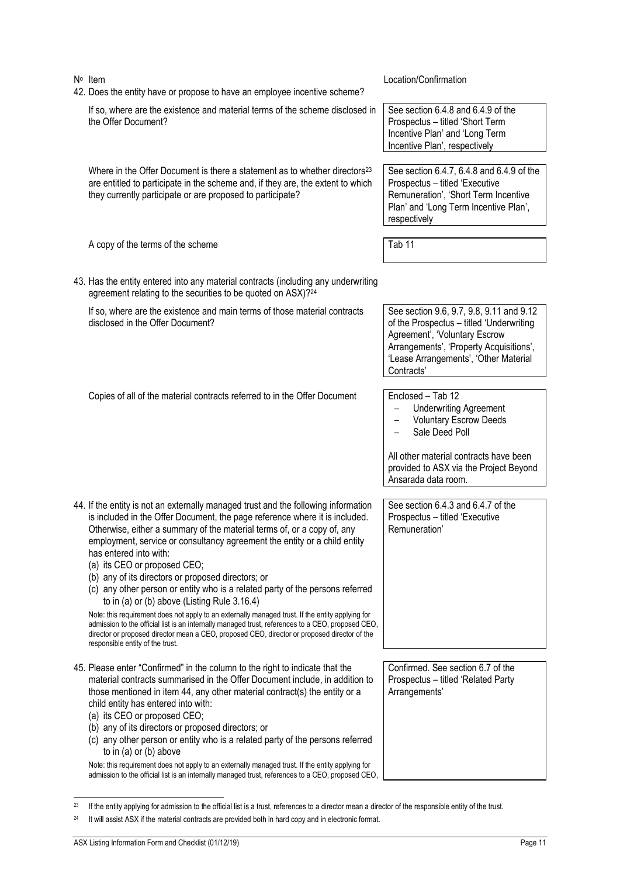| Nº Item | Location/Confirmation |
|---|---|
| 42. Does the entity have or propose to have an employee incentive scheme? | |
| If so, where are the existence and material terms of the scheme disclosed in the Offer Document? | See section 6.4.8 and 6.4.9 of the Prospectus – titled 'Short Term Incentive Plan' and 'Long Term Incentive Plan', respectively |
| Where in the Offer Document is there a statement as to whether directors[23] are entitled to participate in the scheme and, if they are, the extent to which they currently participate or are proposed to participate? | See section 6.4.7, 6.4.8 and 6.4.9 of the Prospectus – titled 'Executive Remuneration', 'Short Term Incentive Plan' and 'Long Term Incentive Plan', respectively |
| A copy of the terms of the scheme | Tab 11 |
| 43. Has the entity entered into any material contracts (including any underwriting agreement relating to the securities to be quoted on ASX)?[24] | |
| If so, where are the existence and main terms of those material contracts disclosed in the Offer Document? | See section 9.6, 9.7, 9.8, 9.11 and 9.12 of the Prospectus – titled 'Underwriting Agreement', 'Voluntary Escrow Arrangements', 'Property Acquisitions', 'Lease Arrangements', 'Other Material Contracts' |
| Copies of all of the material contracts referred to in the Offer Document | Enclosed – Tab 12<br>– Underwriting Agreement<br>– Voluntary Escrow Deeds<br>– Sale Deed Poll<br><br>All other material contracts have been provided to ASX via the Project Beyond Ansarada data room. |
| 44. If the entity is not an externally managed trust and the following information is included in the Offer Document, the page reference where it is included. Otherwise, either a summary of the material terms of, or a copy of, any employment, service or consultancy agreement the entity or a child entity has entered into with:<br>(a) its CEO or proposed CEO;<br>(b) any of its directors or proposed directors; or<br>(c) any other person or entity who is a related party of the persons referred to in (a) or (b) above (Listing Rule 3.16.4)<br><br>Note: this requirement does not apply to an externally managed trust. If the entity applying for admission to the official list is an internally managed trust, references to a CEO, proposed CEO, director or proposed director mean a CEO, proposed CEO, director or proposed director of the responsible entity of the trust. | See section 6.4.3 and 6.4.7 of the Prospectus – titled 'Executive Remuneration' |
| 45. Please enter "Confirmed" in the column to the right to indicate that the material contracts summarised in the Offer Document include, in addition to those mentioned in item 44, any other material contract(s) the entity or a child entity has entered into with:<br>(a) its CEO or proposed CEO;<br>(b) any of its directors or proposed directors; or<br>(c) any other person or entity who is a related party of the persons referred to in (a) or (b) above<br><br>Note: this requirement does not apply to an externally managed trust. If the entity applying for admission to the official list is an internally managed trust, references to a CEO, proposed CEO, | Confirmed. See section 6.7 of the Prospectus – titled 'Related Party Arrangements' |

[23] If the entity applying for admission to the official list is a trust, references to a director mean a director of the responsible entity of the trust.

[24] It will assist ASX if the material contracts are provided both in hard copy and in electronic format.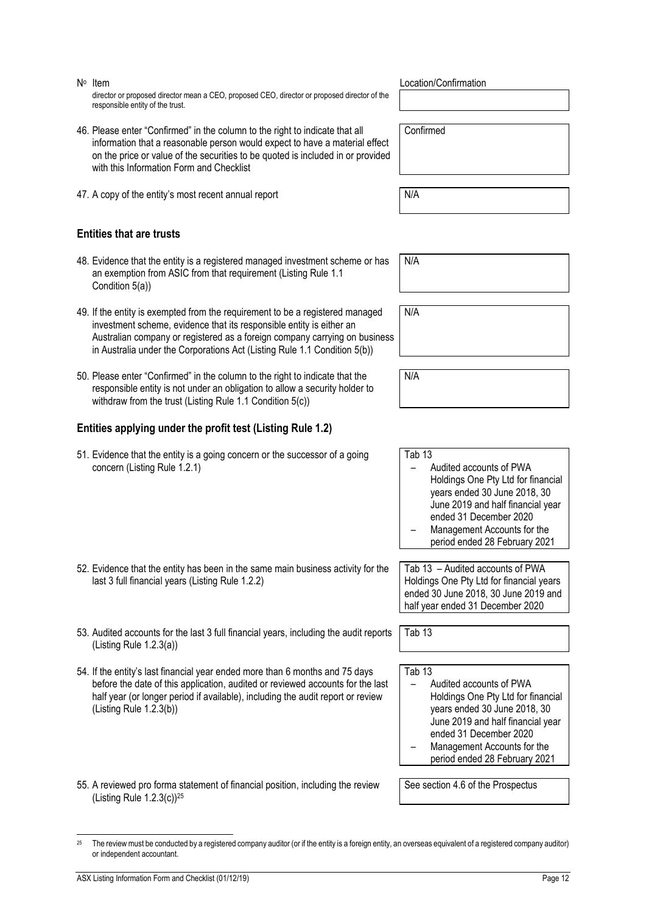| Nº Item | Location/Confirmation |
|---|---|
| director or proposed director mean a CEO, proposed CEO, director or proposed director of the responsible entity of the trust. | |
| 46. Please enter "Confirmed" in the column to the right to indicate that all information that a reasonable person would expect to have a material effect on the price or value of the securities to be quoted is included in or provided with this Information Form and Checklist | Confirmed |
| 47. A copy of the entity's most recent annual report | N/A |

## Entities that are trusts

| | |
|---|---|
| 48. Evidence that the entity is a registered managed investment scheme or has an exemption from ASIC from that requirement (Listing Rule 1.1 Condition 5(a)) | N/A |
| 49. If the entity is exempted from the requirement to be a registered managed investment scheme, evidence that its responsible entity is either an Australian company or registered as a foreign company carrying on business in Australia under the Corporations Act (Listing Rule 1.1 Condition 5(b)) | N/A |
| 50. Please enter "Confirmed" in the column to the right to indicate that the responsible entity is not under an obligation to allow a security holder to withdraw from the trust (Listing Rule 1.1 Condition 5(c)) | N/A |

## Entities applying under the profit test (Listing Rule 1.2)

| | |
|---|---|
| 51. Evidence that the entity is a going concern or the successor of a going concern (Listing Rule 1.2.1) | Tab 13 <br> – Audited accounts of PWA Holdings One Pty Ltd for financial years ended 30 June 2018, 30 June 2019 and half financial year ended 31 December 2020 <br> – Management Accounts for the period ended 28 February 2021 |
| 52. Evidence that the entity has been in the same main business activity for the last 3 full financial years (Listing Rule 1.2.2) | Tab 13 – Audited accounts of PWA Holdings One Pty Ltd for financial years ended 30 June 2018, 30 June 2019 and half year ended 31 December 2020 |
| 53. Audited accounts for the last 3 full financial years, including the audit reports (Listing Rule 1.2.3(a)) | Tab 13 |
| 54. If the entity's last financial year ended more than 6 months and 75 days before the date of this application, audited or reviewed accounts for the last half year (or longer period if available), including the audit report or review (Listing Rule 1.2.3(b)) | Tab 13 <br> – Audited accounts of PWA Holdings One Pty Ltd for financial years ended 30 June 2018, 30 June 2019 and half financial year ended 31 December 2020 <br> – Management Accounts for the period ended 28 February 2021 |
| 55. A reviewed pro forma statement of financial position, including the review (Listing Rule 1.2.3(c))[25] | See section 4.6 of the Prospectus |

[25] The review must be conducted by a registered company auditor (or if the entity is a foreign entity, an overseas equivalent of a registered company auditor) or independent accountant.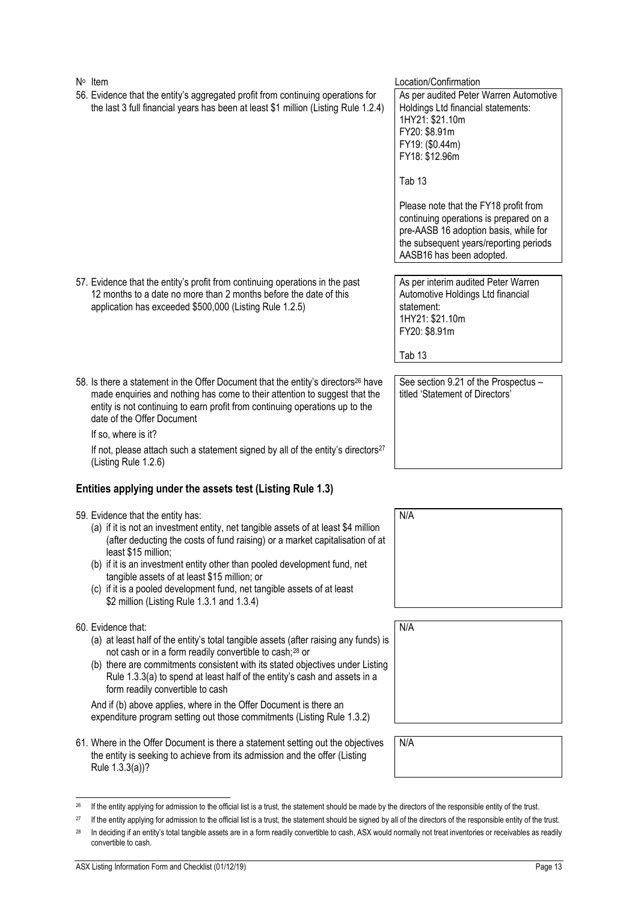| Nº Item | Location/Confirmation |
|---|---|
| 56. Evidence that the entity's aggregated profit from continuing operations for the last 3 full financial years has been at least $1 million (Listing Rule 1.2.4) | As per audited Peter Warren Automotive Holdings Ltd financial statements:<br>1HY21: $21.10m<br>FY20: $8.91m<br>FY19: ($0.44m)<br>FY18: $12.96m<br><br>Tab 13<br><br>Please note that the FY18 profit from continuing operations is prepared on a pre-AASB 16 adoption basis, while for the subsequent years/reporting periods AASB16 has been adopted. |
| 57. Evidence that the entity's profit from continuing operations in the past 12 months to a date no more than 2 months before the date of this application has exceeded $500,000 (Listing Rule 1.2.5) | As per interim audited Peter Warren Automotive Holdings Ltd financial statement:<br>1HY21: $21.10m<br>FY20: $8.91m<br><br>Tab 13 |
| 58. Is there a statement in the Offer Document that the entity's directors[26] have made enquiries and nothing has come to their attention to suggest that the entity is not continuing to earn profit from continuing operations up to the date of the Offer Document<br><br>If so, where is it?<br><br>If not, please attach such a statement signed by all of the entity's directors[27] (Listing Rule 1.2.6) | See section 9.21 of the Prospectus – titled 'Statement of Directors' |

## Entities applying under the assets test (Listing Rule 1.3)

| Nº Item | Location/Confirmation |
|---|---|
| 59. Evidence that the entity has:<br>(a) if it is not an investment entity, net tangible assets of at least $4 million (after deducting the costs of fund raising) or a market capitalisation of at least $15 million;<br>(b) if it is an investment entity other than pooled development fund, net tangible assets of at least $15 million; or<br>(c) if it is a pooled development fund, net tangible assets of at least $2 million (Listing Rule 1.3.1 and 1.3.4) | N/A |
| 60. Evidence that:<br>(a) at least half of the entity's total tangible assets (after raising any funds) is not cash or in a form readily convertible to cash;[28] or<br>(b) there are commitments consistent with its stated objectives under Listing Rule 1.3.3(a) to spend at least half of the entity's cash and assets in a form readily convertible to cash<br><br>And if (b) above applies, where in the Offer Document is there an expenditure program setting out those commitments (Listing Rule 1.3.2) | N/A |
| 61. Where in the Offer Document is there a statement setting out the objectives the entity is seeking to achieve from its admission and the offer (Listing Rule 1.3.3(a))? | N/A |

[26] If the entity applying for admission to the official list is a trust, the statement should be made by the directors of the responsible entity of the trust.

[27] If the entity applying for admission to the official list is a trust, the statement should be signed by all of the directors of the responsible entity of the trust.

[28] In deciding if an entity's total tangible assets are in a form readily convertible to cash, ASX would normally not treat inventories or receivables as readily convertible to cash.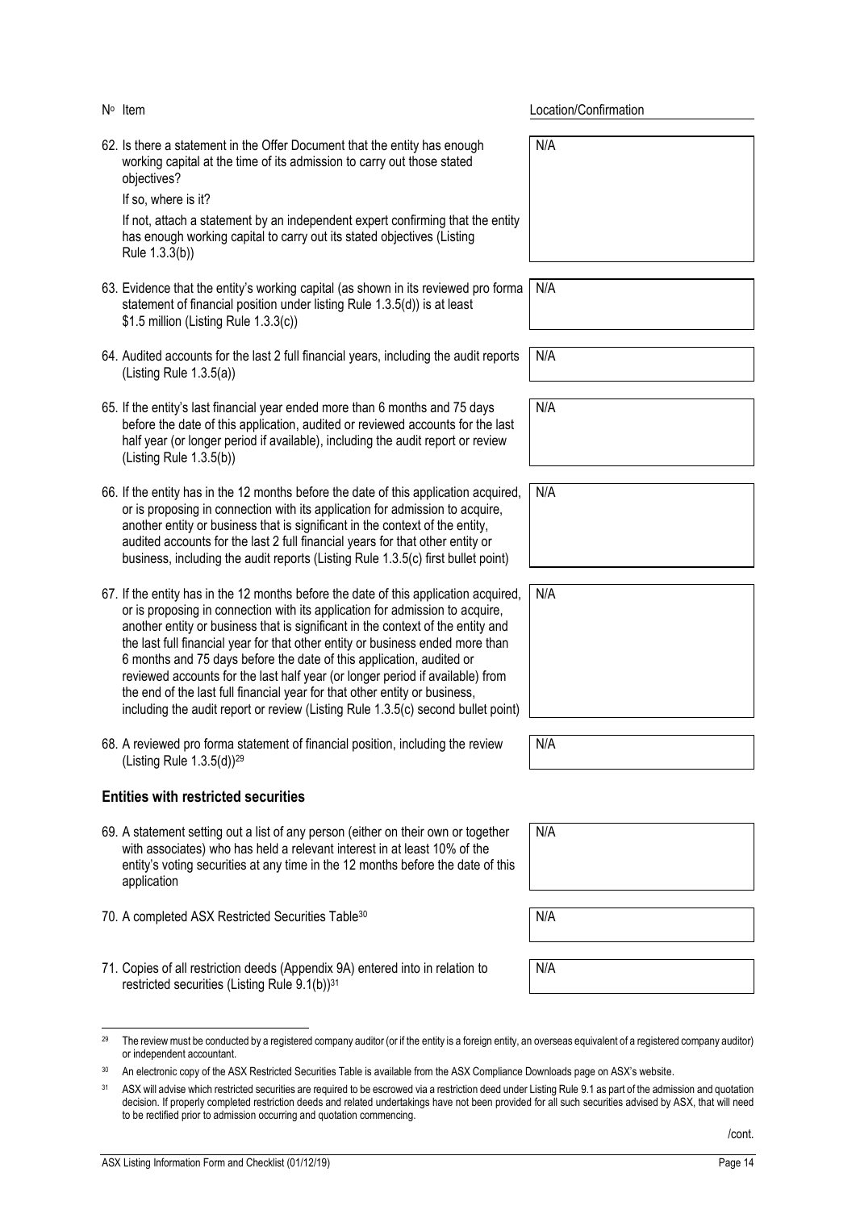| Nº | Item | Location/Confirmation |
|---|---|---|
| 62. | Is there a statement in the Offer Document that the entity has enough working capital at the time of its admission to carry out those stated objectives?<br><br>If so, where is it?<br><br>If not, attach a statement by an independent expert confirming that the entity has enough working capital to carry out its stated objectives (Listing Rule 1.3.3(b)) | N/A |
| 63. | Evidence that the entity's working capital (as shown in its reviewed pro forma statement of financial position under listing Rule 1.3.5(d)) is at least $1.5 million (Listing Rule 1.3.3(c)) | N/A |
| 64. | Audited accounts for the last 2 full financial years, including the audit reports (Listing Rule 1.3.5(a)) | N/A |
| 65. | If the entity's last financial year ended more than 6 months and 75 days before the date of this application, audited or reviewed accounts for the last half year (or longer period if available), including the audit report or review (Listing Rule 1.3.5(b)) | N/A |
| 66. | If the entity has in the 12 months before the date of this application acquired, or is proposing in connection with its application for admission to acquire, another entity or business that is significant in the context of the entity, audited accounts for the last 2 full financial years for that other entity or business, including the audit reports (Listing Rule 1.3.5(c) first bullet point) | N/A |
| 67. | If the entity has in the 12 months before the date of this application acquired, or is proposing in connection with its application for admission to acquire, another entity or business that is significant in the context of the entity and the last full financial year for that other entity or business ended more than 6 months and 75 days before the date of this application, audited or reviewed accounts for the last half year (or longer period if available) from the end of the last full financial year for that other entity or business, including the audit report or review (Listing Rule 1.3.5(c) second bullet point) | N/A |
| 68. | A reviewed pro forma statement of financial position, including the review (Listing Rule 1.3.5(d))[29] | N/A |

### Entities with restricted securities

| Nº | Item | Location/Confirmation |
|---|---|---|
| 69. | A statement setting out a list of any person (either on their own or together with associates) who has held a relevant interest in at least 10% of the entity's voting securities at any time in the 12 months before the date of this application | N/A |
| 70. | A completed ASX Restricted Securities Table[30] | N/A |
| 71. | Copies of all restriction deeds (Appendix 9A) entered into in relation to restricted securities (Listing Rule 9.1(b))[31] | N/A |

[29] The review must be conducted by a registered company auditor (or if the entity is a foreign entity, an overseas equivalent of a registered company auditor) or independent accountant.

[30] An electronic copy of the ASX Restricted Securities Table is available from the ASX Compliance Downloads page on ASX's website.

[31] ASX will advise which restricted securities are required to be escrowed via a restriction deed under Listing Rule 9.1 as part of the admission and quotation decision. If properly completed restriction deeds and related undertakings have not been provided for all such securities advised by ASX, that will need to be rectified prior to admission occurring and quotation commencing.

/cont.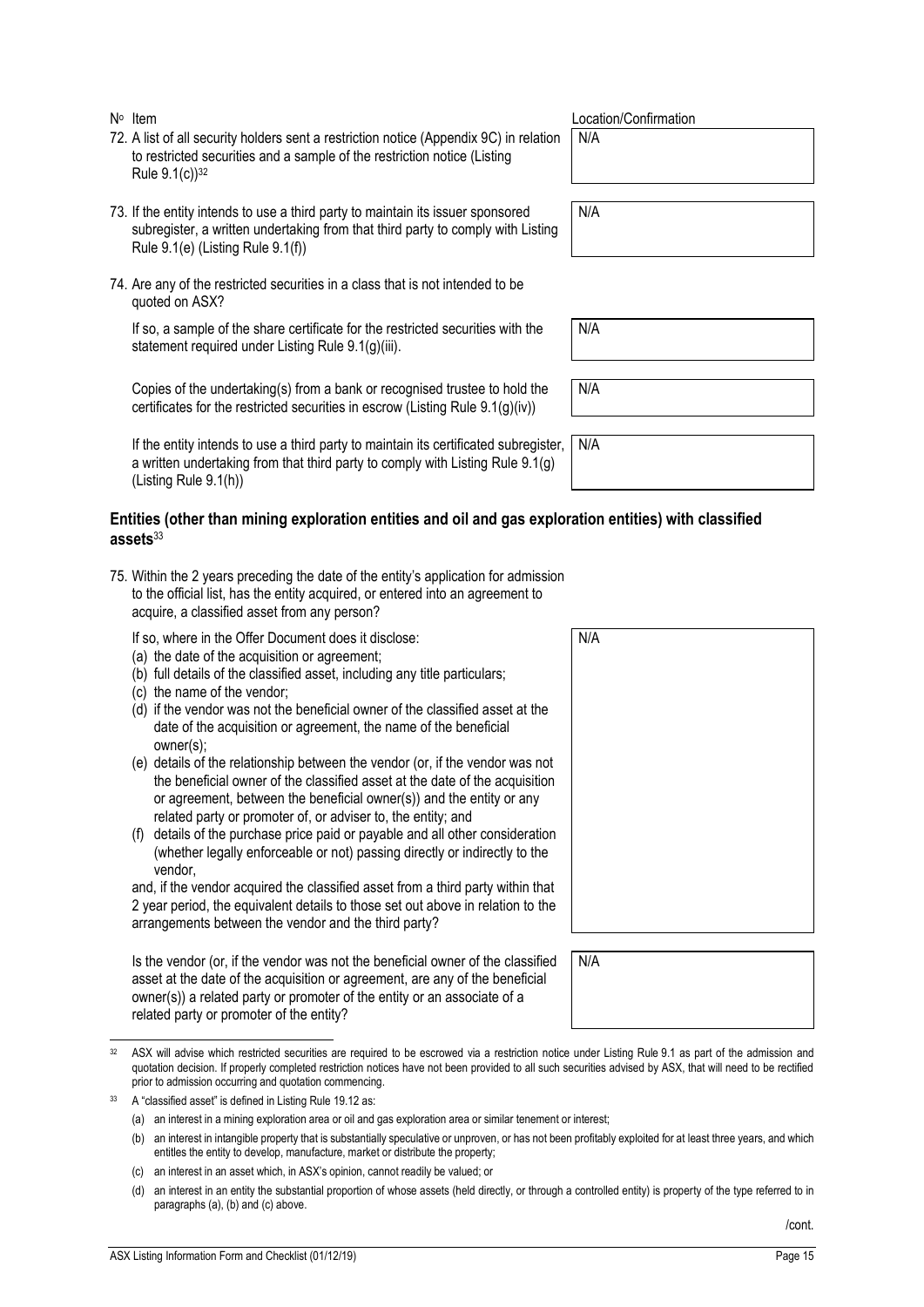| Nº Item | Location/Confirmation |
|---|---|
| 72. A list of all security holders sent a restriction notice (Appendix 9C) in relation to restricted securities and a sample of the restriction notice (Listing Rule 9.1(c))[32] | N/A |
| 73. If the entity intends to use a third party to maintain its issuer sponsored subregister, a written undertaking from that third party to comply with Listing Rule 9.1(e) (Listing Rule 9.1(f)) | N/A |
| 74. Are any of the restricted securities in a class that is not intended to be quoted on ASX? | |
| If so, a sample of the share certificate for the restricted securities with the statement required under Listing Rule 9.1(g)(iii). | N/A |
| Copies of the undertaking(s) from a bank or recognised trustee to hold the certificates for the restricted securities in escrow (Listing Rule 9.1(g)(iv)) | N/A |
| If the entity intends to use a third party to maintain its certificated subregister, a written undertaking from that third party to comply with Listing Rule 9.1(g) (Listing Rule 9.1(h)) | N/A |

## Entities (other than mining exploration entities and oil and gas exploration entities) with classified assets[33]

| Nº Item | Location/Confirmation |
|---|---|
| 75. Within the 2 years preceding the date of the entity's application for admission to the official list, has the entity acquired, or entered into an agreement to acquire, a classified asset from any person? | |
| If so, where in the Offer Document does it disclose:<br>(a) the date of the acquisition or agreement;<br>(b) full details of the classified asset, including any title particulars;<br>(c) the name of the vendor;<br>(d) if the vendor was not the beneficial owner of the classified asset at the date of the acquisition or agreement, the name of the beneficial owner(s);<br>(e) details of the relationship between the vendor (or, if the vendor was not the beneficial owner of the classified asset at the date of the acquisition or agreement, between the beneficial owner(s)) and the entity or any related party or promoter of, or adviser to, the entity; and<br>(f) details of the purchase price paid or payable and all other consideration (whether legally enforceable or not) passing directly or indirectly to the vendor,<br>and, if the vendor acquired the classified asset from a third party within that 2 year period, the equivalent details to those set out above in relation to the arrangements between the vendor and the third party? | N/A |
| Is the vendor (or, if the vendor was not the beneficial owner of the classified asset at the date of the acquisition or agreement, are any of the beneficial owner(s)) a related party or promoter of the entity or an associate of a related party or promoter of the entity? | N/A |

[32] ASX will advise which restricted securities are required to be escrowed via a restriction notice under Listing Rule 9.1 as part of the admission and quotation decision. If properly completed restriction notices have not been provided to all such securities advised by ASX, that will need to be rectified prior to admission occurring and quotation commencing.

[33] A "classified asset" is defined in Listing Rule 19.12 as:

(a) an interest in a mining exploration area or oil and gas exploration area or similar tenement or interest;

(b) an interest in intangible property that is substantially speculative or unproven, or has not been profitably exploited for at least three years, and which entitles the entity to develop, manufacture, market or distribute the property;

(c) an interest in an asset which, in ASX's opinion, cannot readily be valued; or

(d) an interest in an entity the substantial proportion of whose assets (held directly, or through a controlled entity) is property of the type referred to in paragraphs (a), (b) and (c) above.

/cont.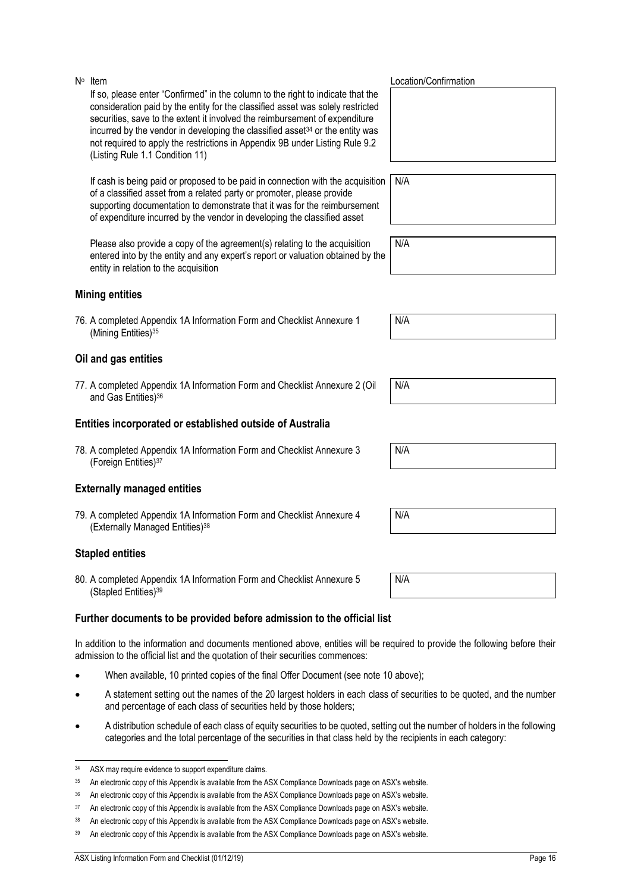| Nº Item | Location/Confirmation |
|---|---|
| If so, please enter "Confirmed" in the column to the right to indicate that the consideration paid by the entity for the classified asset was solely restricted securities, save to the extent it involved the reimbursement of expenditure incurred by the vendor in developing the classified asset[34] or the entity was not required to apply the restrictions in Appendix 9B under Listing Rule 9.2 (Listing Rule 1.1 Condition 11) | |
| If cash is being paid or proposed to be paid in connection with the acquisition of a classified asset from a related party or promoter, please provide supporting documentation to demonstrate that it was for the reimbursement of expenditure incurred by the vendor in developing the classified asset | N/A |
| Please also provide a copy of the agreement(s) relating to the acquisition entered into by the entity and any expert's report or valuation obtained by the entity in relation to the acquisition | N/A |

### Mining entities

| | |
|---|---|
| 76. A completed Appendix 1A Information Form and Checklist Annexure 1 (Mining Entities)[35] | N/A |

### Oil and gas entities

| | |
|---|---|
| 77. A completed Appendix 1A Information Form and Checklist Annexure 2 (Oil and Gas Entities)[36] | N/A |

### Entities incorporated or established outside of Australia

| | |
|---|---|
| 78. A completed Appendix 1A Information Form and Checklist Annexure 3 (Foreign Entities)[37] | N/A |

### Externally managed entities

| | |
|---|---|
| 79. A completed Appendix 1A Information Form and Checklist Annexure 4 (Externally Managed Entities)[38] | N/A |

### Stapled entities

| | |
|---|---|
| 80. A completed Appendix 1A Information Form and Checklist Annexure 5 (Stapled Entities)[39] | N/A |

### Further documents to be provided before admission to the official list

In addition to the information and documents mentioned above, entities will be required to provide the following before their admission to the official list and the quotation of their securities commences:

- When available, 10 printed copies of the final Offer Document (see note 10 above);
- A statement setting out the names of the 20 largest holders in each class of securities to be quoted, and the number and percentage of each class of securities held by those holders;
- A distribution schedule of each class of equity securities to be quoted, setting out the number of holders in the following categories and the total percentage of the securities in that class held by the recipients in each category:

---

[34] ASX may require evidence to support expenditure claims.

[35] An electronic copy of this Appendix is available from the ASX Compliance Downloads page on ASX's website.

[36] An electronic copy of this Appendix is available from the ASX Compliance Downloads page on ASX's website.

[37] An electronic copy of this Appendix is available from the ASX Compliance Downloads page on ASX's website.

[38] An electronic copy of this Appendix is available from the ASX Compliance Downloads page on ASX's website.

[39] An electronic copy of this Appendix is available from the ASX Compliance Downloads page on ASX's website.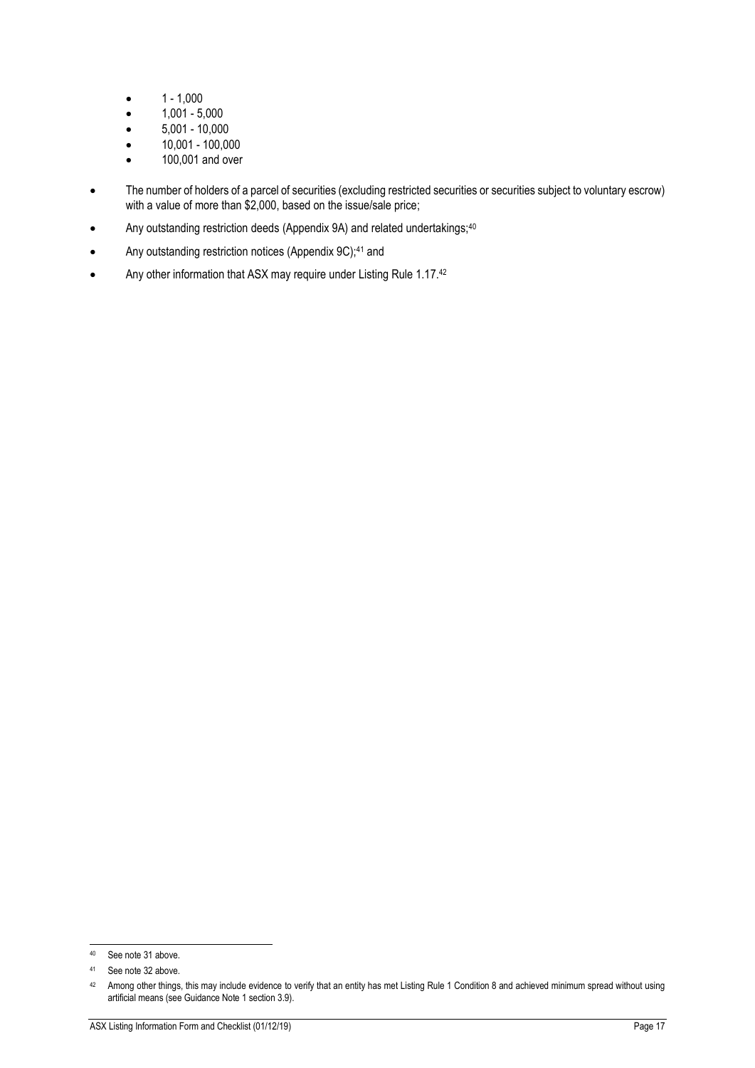- 1 - 1,000
- 1,001 - 5,000
- 5,001 - 10,000
- 10,001 - 100,000
- 100,001 and over

- The number of holders of a parcel of securities (excluding restricted securities or securities subject to voluntary escrow) with a value of more than $2,000, based on the issue/sale price;
- Any outstanding restriction deeds (Appendix 9A) and related undertakings;[40]
- Any outstanding restriction notices (Appendix 9C);[41] and
- Any other information that ASX may require under Listing Rule 1.17.[42]

---

[40] See note 31 above.

[41] See note 32 above.

[42] Among other things, this may include evidence to verify that an entity has met Listing Rule 1 Condition 8 and achieved minimum spread without using artificial means (see Guidance Note 1 section 3.9).